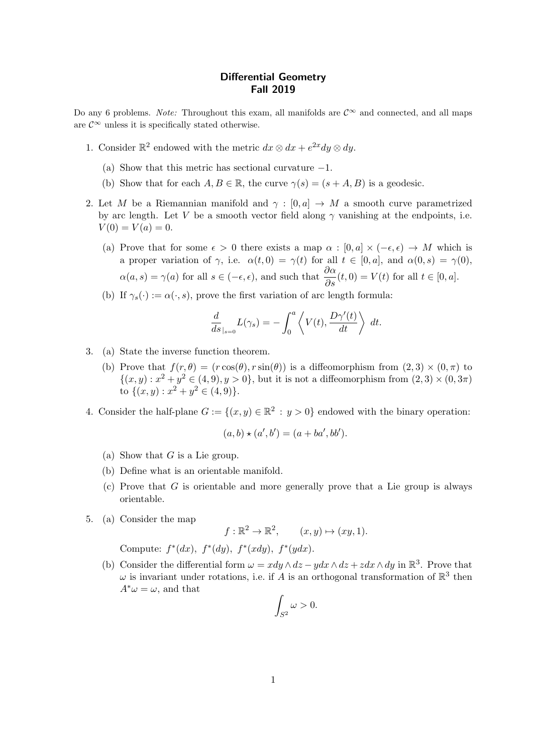# Differential Geometry
## Fall 2019

Do any 6 problems. *Note:* Throughout this exam, all manifolds are $\mathcal{C}^\infty$ and connected, and all maps are $\mathcal{C}^\infty$ unless it is specifically stated otherwise.

1. Consider $\mathbb{R}^2$ endowed with the metric $dx \otimes dx + e^{2x} dy \otimes dy$.

   (a) Show that this metric has sectional curvature $-1$.

   (b) Show that for each $A, B \in \mathbb{R}$, the curve $\gamma(s) = (s + A, B)$ is a geodesic.

2. Let $M$ be a Riemannian manifold and $\gamma : [0, a] \to M$ a smooth curve parametrized by arc length. Let $V$ be a smooth vector field along $\gamma$ vanishing at the endpoints, i.e. $V(0) = V(a) = 0$.

   (a) Prove that for some $\epsilon > 0$ there exists a map $\alpha : [0, a] \times (-\epsilon, \epsilon) \to M$ which is a proper variation of $\gamma$, i.e. $\alpha(t, 0) = \gamma(t)$ for all $t \in [0, a]$, and $\alpha(0, s) = \gamma(0)$, $\alpha(a, s) = \gamma(a)$ for all $s \in (-\epsilon, \epsilon)$, and such that $\dfrac{\partial \alpha}{\partial s}(t, 0) = V(t)$ for all $t \in [0, a]$.

   (b) If $\gamma_s(\cdot) := \alpha(\cdot, s)$, prove the first variation of arc length formula:

   $$\frac{d}{ds}_{|s=0} L(\gamma_s) = -\int_0^a \left\langle V(t), \frac{D\gamma'(t)}{dt} \right\rangle \, dt.$$

3. (a) State the inverse function theorem.

   (b) Prove that $f(r, \theta) = (r\cos(\theta), r\sin(\theta))$ is a diffeomorphism from $(2, 3) \times (0, \pi)$ to $\{(x, y) : x^2 + y^2 \in (4, 9), y > 0\}$, but it is not a diffeomorphism from $(2, 3) \times (0, 3\pi)$ to $\{(x, y) : x^2 + y^2 \in (4, 9)\}$.

4. Consider the half-plane $G := \{(x, y) \in \mathbb{R}^2 : y > 0\}$ endowed with the binary operation:

   $$(a, b) \star (a', b') = (a + ba', bb').$$

   (a) Show that $G$ is a Lie group.

   (b) Define what is an orientable manifold.

   (c) Prove that $G$ is orientable and more generally prove that a Lie group is always orientable.

5. (a) Consider the map

   $$f : \mathbb{R}^2 \to \mathbb{R}^2, \qquad (x, y) \mapsto (xy, 1).$$

   Compute: $f^*(dx)$, $f^*(dy)$, $f^*(xdy)$, $f^*(ydx)$.

   (b) Consider the differential form $\omega = xdy \wedge dz - ydx \wedge dz + zdx \wedge dy$ in $\mathbb{R}^3$. Prove that $\omega$ is invariant under rotations, i.e. if $A$ is an orthogonal transformation of $\mathbb{R}^3$ then $A^*\omega = \omega$, and that

   $$\int_{S^2} \omega > 0.$$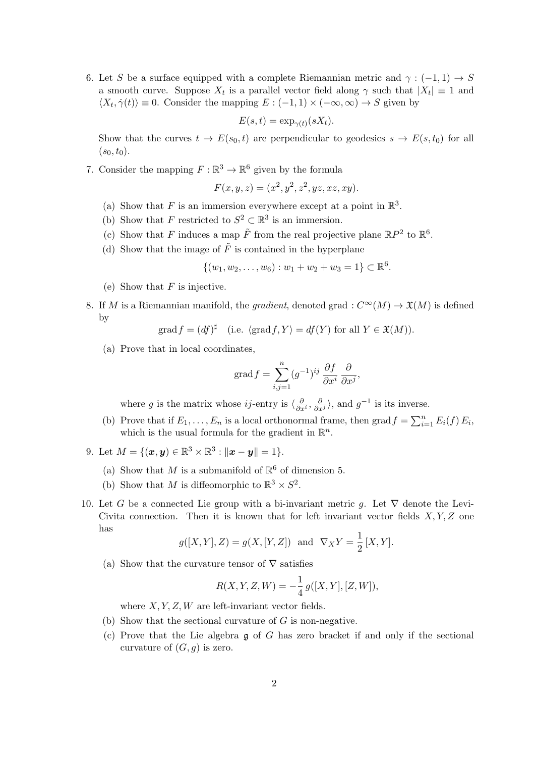6. Let $S$ be a surface equipped with a complete Riemannian metric and $\gamma : (-1, 1) \to S$ a smooth curve. Suppose $X_t$ is a parallel vector field along $\gamma$ such that $|X_t| \equiv 1$ and $\langle X_t, \dot{\gamma}(t) \rangle \equiv 0$. Consider the mapping $E : (-1, 1) \times (-\infty, \infty) \to S$ given by

$$E(s, t) = \exp_{\gamma(t)}(sX_t).$$

Show that the curves $t \to E(s_0, t)$ are perpendicular to geodesics $s \to E(s, t_0)$ for all $(s_0, t_0)$.

7. Consider the mapping $F : \mathbb{R}^3 \to \mathbb{R}^6$ given by the formula

$$F(x, y, z) = (x^2, y^2, z^2, yz, xz, xy).$$

   (a) Show that $F$ is an immersion everywhere except at a point in $\mathbb{R}^3$.

   (b) Show that $F$ restricted to $S^2 \subset \mathbb{R}^3$ is an immersion.

   (c) Show that $F$ induces a map $\tilde{F}$ from the real projective plane $\mathbb{R}P^2$ to $\mathbb{R}^6$.

   (d) Show that the image of $\tilde{F}$ is contained in the hyperplane

$$\{(w_1, w_2, \ldots, w_6) : w_1 + w_2 + w_3 = 1\} \subset \mathbb{R}^6.$$

   (e) Show that $F$ is injective.

8. If $M$ is a Riemannian manifold, the *gradient*, denoted grad : $C^\infty(M) \to \mathfrak{X}(M)$ is defined by

$$\operatorname{grad} f = (df)^\sharp \quad \text{(i.e. } \langle \operatorname{grad} f, Y \rangle = df(Y) \text{ for all } Y \in \mathfrak{X}(M)).$$

   (a) Prove that in local coordinates,

$$\operatorname{grad} f = \sum_{i,j=1}^{n} (g^{-1})^{ij} \frac{\partial f}{\partial x^i} \frac{\partial}{\partial x^j},$$

   where $g$ is the matrix whose $ij$-entry is $\langle \frac{\partial}{\partial x^i}, \frac{\partial}{\partial x^j} \rangle$, and $g^{-1}$ is its inverse.

   (b) Prove that if $E_1, \ldots, E_n$ is a local orthonormal frame, then $\operatorname{grad} f = \sum_{i=1}^{n} E_i(f)\, E_i$, which is the usual formula for the gradient in $\mathbb{R}^n$.

9. Let $M = \{(\boldsymbol{x}, \boldsymbol{y}) \in \mathbb{R}^3 \times \mathbb{R}^3 : \|\boldsymbol{x} - \boldsymbol{y}\| = 1\}$.

   (a) Show that $M$ is a submanifold of $\mathbb{R}^6$ of dimension 5.

   (b) Show that $M$ is diffeomorphic to $\mathbb{R}^3 \times S^2$.

10. Let $G$ be a connected Lie group with a bi-invariant metric $g$. Let $\nabla$ denote the Levi-Civita connection. Then it is known that for left invariant vector fields $X, Y, Z$ one has

$$g([X, Y], Z) = g(X, [Y, Z]) \quad \text{and} \quad \nabla_X Y = \frac{1}{2}\,[X, Y].$$

   (a) Show that the curvature tensor of $\nabla$ satisfies

$$R(X, Y, Z, W) = -\frac{1}{4}\, g([X, Y], [Z, W]),$$

   where $X, Y, Z, W$ are left-invariant vector fields.

   (b) Show that the sectional curvature of $G$ is non-negative.

   (c) Prove that the Lie algebra $\mathfrak{g}$ of $G$ has zero bracket if and only if the sectional curvature of $(G, g)$ is zero.